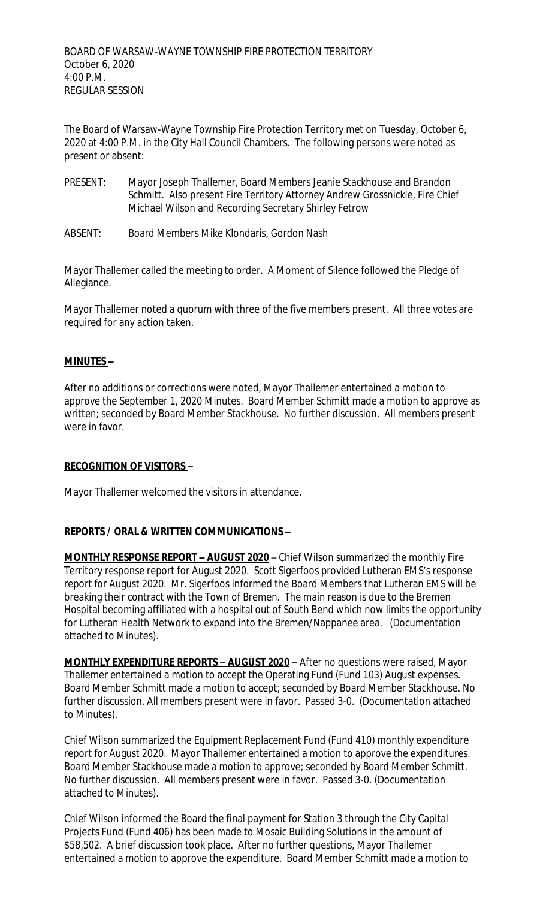BOARD OF WARSAW-WAYNE TOWNSHIP FIRE PROTECTION TERRITORY
October 6, 2020
4:00 P.M.
REGULAR SESSION

The Board of Warsaw-Wayne Township Fire Protection Territory met on Tuesday, October 6, 2020 at 4:00 P.M. in the City Hall Council Chambers. The following persons were noted as present or absent:

PRESENT: Mayor Joseph Thallemer, Board Members Jeanie Stackhouse and Brandon Schmitt. Also present Fire Territory Attorney Andrew Grossnickle, Fire Chief Michael Wilson and Recording Secretary Shirley Fetrow

ABSENT: Board Members Mike Klondaris, Gordon Nash

Mayor Thallemer called the meeting to order. A Moment of Silence followed the Pledge of Allegiance.

Mayor Thallemer noted a quorum with three of the five members present. All three votes are required for any action taken.

**MINUTES –**

After no additions or corrections were noted, Mayor Thallemer entertained a motion to approve the September 1, 2020 Minutes. Board Member Schmitt made a motion to approve as written; seconded by Board Member Stackhouse. No further discussion. All members present were in favor.

**RECOGNITION OF VISITORS –**

Mayor Thallemer welcomed the visitors in attendance.

**REPORTS / ORAL & WRITTEN COMMUNICATIONS –**

**MONTHLY RESPONSE REPORT – AUGUST 2020** – Chief Wilson summarized the monthly Fire Territory response report for August 2020. Scott Sigerfoos provided Lutheran EMS's response report for August 2020. Mr. Sigerfoos informed the Board Members that Lutheran EMS will be breaking their contract with the Town of Bremen. The main reason is due to the Bremen Hospital becoming affiliated with a hospital out of South Bend which now limits the opportunity for Lutheran Health Network to expand into the Bremen/Nappanee area. (Documentation attached to Minutes).

**MONTHLY EXPENDITURE REPORTS – AUGUST 2020 –** After no questions were raised, Mayor Thallemer entertained a motion to accept the Operating Fund (Fund 103) August expenses. Board Member Schmitt made a motion to accept; seconded by Board Member Stackhouse. No further discussion. All members present were in favor. Passed 3-0. (Documentation attached to Minutes).

Chief Wilson summarized the Equipment Replacement Fund (Fund 410) monthly expenditure report for August 2020. Mayor Thallemer entertained a motion to approve the expenditures. Board Member Stackhouse made a motion to approve; seconded by Board Member Schmitt. No further discussion. All members present were in favor. Passed 3-0. (Documentation attached to Minutes).

Chief Wilson informed the Board the final payment for Station 3 through the City Capital Projects Fund (Fund 406) has been made to Mosaic Building Solutions in the amount of $58,502. A brief discussion took place. After no further questions, Mayor Thallemer entertained a motion to approve the expenditure. Board Member Schmitt made a motion to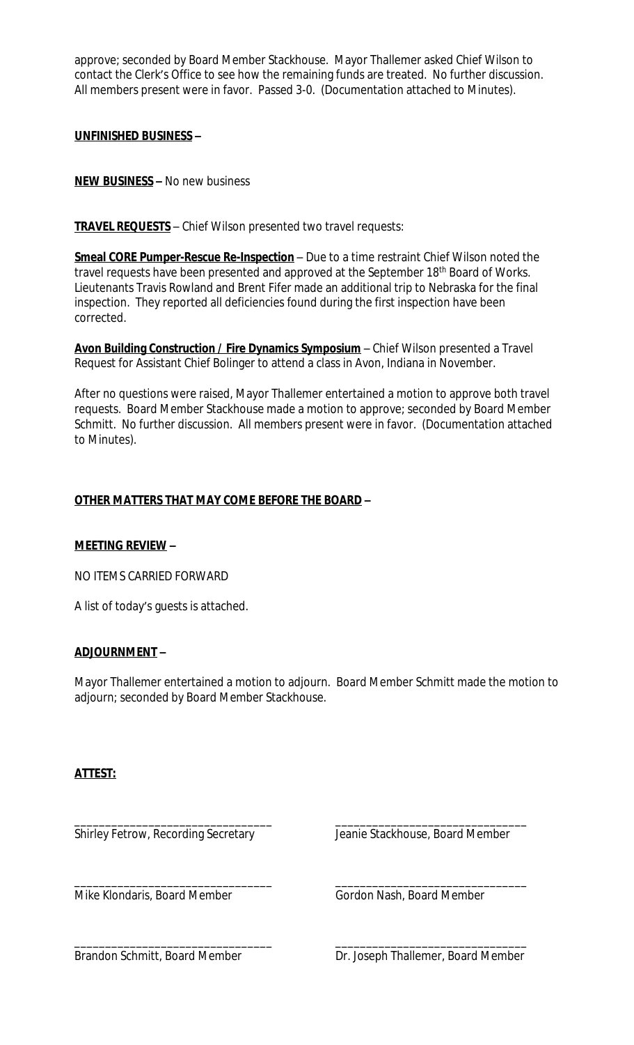approve; seconded by Board Member Stackhouse. Mayor Thallemer asked Chief Wilson to contact the Clerk's Office to see how the remaining funds are treated. No further discussion. All members present were in favor. Passed 3-0. (Documentation attached to Minutes).

**UNFINISHED BUSINESS** –

**NEW BUSINESS** – No new business

**TRAVEL REQUESTS** – Chief Wilson presented two travel requests:

**Smeal CORE Pumper-Rescue Re-Inspection** – Due to a time restraint Chief Wilson noted the travel requests have been presented and approved at the September 18th Board of Works. Lieutenants Travis Rowland and Brent Fifer made an additional trip to Nebraska for the final inspection. They reported all deficiencies found during the first inspection have been corrected.

**Avon Building Construction / Fire Dynamics Symposium** – Chief Wilson presented a Travel Request for Assistant Chief Bolinger to attend a class in Avon, Indiana in November.

After no questions were raised, Mayor Thallemer entertained a motion to approve both travel requests. Board Member Stackhouse made a motion to approve; seconded by Board Member Schmitt. No further discussion. All members present were in favor. (Documentation attached to Minutes).

**OTHER MATTERS THAT MAY COME BEFORE THE BOARD** –

**MEETING REVIEW** –

NO ITEMS CARRIED FORWARD

A list of today's guests is attached.

**ADJOURNMENT** –

Mayor Thallemer entertained a motion to adjourn. Board Member Schmitt made the motion to adjourn; seconded by Board Member Stackhouse.

**ATTEST:**

_______________________________
Shirley Fetrow, Recording Secretary

_______________________________
Jeanie Stackhouse, Board Member

_______________________________
Mike Klondaris, Board Member

_______________________________
Gordon Nash, Board Member

_______________________________
Brandon Schmitt, Board Member

_______________________________
Dr. Joseph Thallemer, Board Member